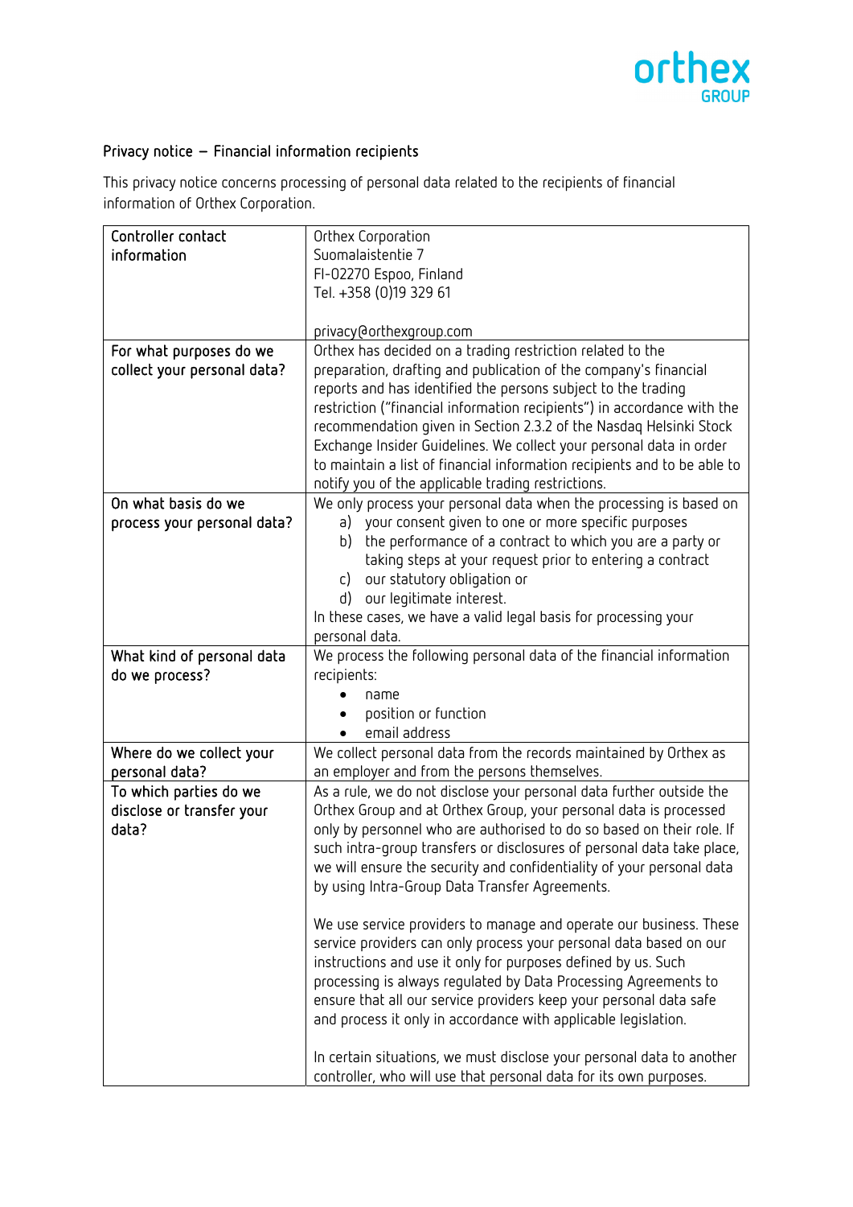# Privacy notice – Financial information recipients

This privacy notice concerns processing of personal data related to the recipients of financial information of Orthex Corporation.

| | |
|---|---|
| Controller contact information | Orthex Corporation<br>Suomalaistentie 7<br>FI-02270 Espoo, Finland<br>Tel. +358 (0)19 329 61<br><br>privacy@orthexgroup.com |
| For what purposes do we collect your personal data? | Orthex has decided on a trading restriction related to the preparation, drafting and publication of the company's financial reports and has identified the persons subject to the trading restriction ("financial information recipients") in accordance with the recommendation given in Section 2.3.2 of the Nasdaq Helsinki Stock Exchange Insider Guidelines. We collect your personal data in order to maintain a list of financial information recipients and to be able to notify you of the applicable trading restrictions. |
| On what basis do we process your personal data? | We only process your personal data when the processing is based on<br>a) your consent given to one or more specific purposes<br>b) the performance of a contract to which you are a party or taking steps at your request prior to entering a contract<br>c) our statutory obligation or<br>d) our legitimate interest.<br>In these cases, we have a valid legal basis for processing your personal data. |
| What kind of personal data do we process? | We process the following personal data of the financial information recipients:<br>• name<br>• position or function<br>• email address |
| Where do we collect your personal data? | We collect personal data from the records maintained by Orthex as an employer and from the persons themselves. |
| To which parties do we disclose or transfer your data? | As a rule, we do not disclose your personal data further outside the Orthex Group and at Orthex Group, your personal data is processed only by personnel who are authorised to do so based on their role. If such intra-group transfers or disclosures of personal data take place, we will ensure the security and confidentiality of your personal data by using Intra-Group Data Transfer Agreements.<br><br>We use service providers to manage and operate our business. These service providers can only process your personal data based on our instructions and use it only for purposes defined by us. Such processing is always regulated by Data Processing Agreements to ensure that all our service providers keep your personal data safe and process it only in accordance with applicable legislation.<br><br>In certain situations, we must disclose your personal data to another controller, who will use that personal data for its own purposes. |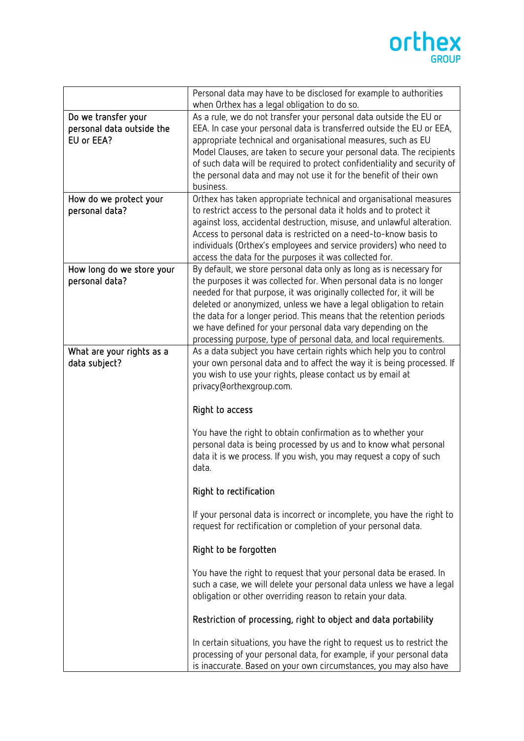| | |
|---|---|
| | Personal data may have to be disclosed for example to authorities when Orthex has a legal obligation to do so. |
| Do we transfer your personal data outside the EU or EEA? | As a rule, we do not transfer your personal data outside the EU or EEA. In case your personal data is transferred outside the EU or EEA, appropriate technical and organisational measures, such as EU Model Clauses, are taken to secure your personal data. The recipients of such data will be required to protect confidentiality and security of the personal data and may not use it for the benefit of their own business. |
| How do we protect your personal data? | Orthex has taken appropriate technical and organisational measures to restrict access to the personal data it holds and to protect it against loss, accidental destruction, misuse, and unlawful alteration. Access to personal data is restricted on a need-to-know basis to individuals (Orthex's employees and service providers) who need to access the data for the purposes it was collected for. |
| How long do we store your personal data? | By default, we store personal data only as long as is necessary for the purposes it was collected for. When personal data is no longer needed for that purpose, it was originally collected for, it will be deleted or anonymized, unless we have a legal obligation to retain the data for a longer period. This means that the retention periods we have defined for your personal data vary depending on the processing purpose, type of personal data, and local requirements. |
| What are your rights as a data subject? | As a data subject you have certain rights which help you to control your own personal data and to affect the way it is being processed. If you wish to use your rights, please contact us by email at privacy@orthexgroup.com.<br><br>**Right to access**<br><br>You have the right to obtain confirmation as to whether your personal data is being processed by us and to know what personal data it is we process. If you wish, you may request a copy of such data.<br><br>**Right to rectification**<br><br>If your personal data is incorrect or incomplete, you have the right to request for rectification or completion of your personal data.<br><br>**Right to be forgotten**<br><br>You have the right to request that your personal data be erased. In such a case, we will delete your personal data unless we have a legal obligation or other overriding reason to retain your data.<br><br>**Restriction of processing, right to object and data portability**<br><br>In certain situations, you have the right to request us to restrict the processing of your personal data, for example, if your personal data is inaccurate. Based on your own circumstances, you may also have |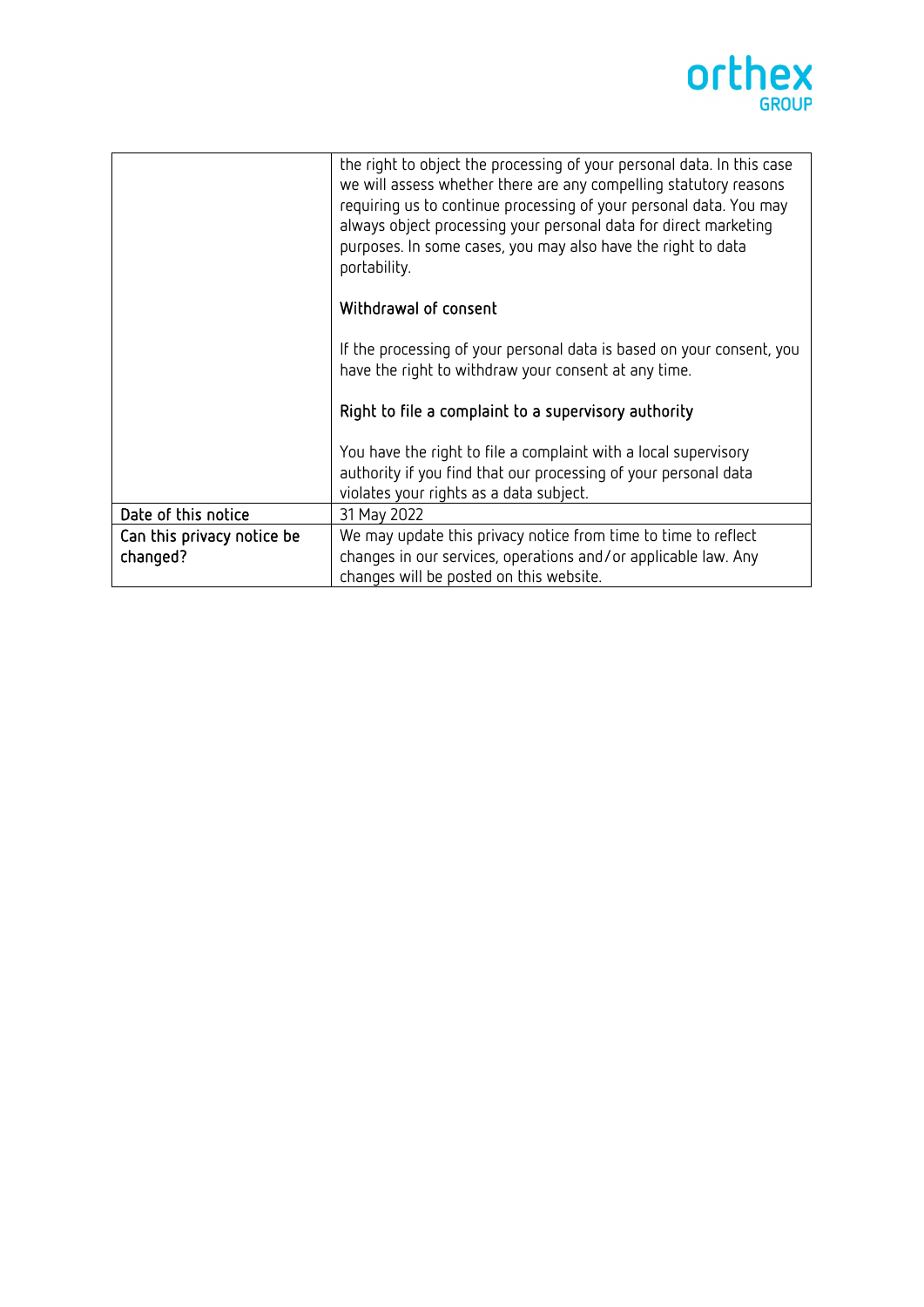| | |
|---|---|
| | the right to object the processing of your personal data. In this case we will assess whether there are any compelling statutory reasons requiring us to continue processing of your personal data. You may always object processing your personal data for direct marketing purposes. In some cases, you may also have the right to data portability.<br><br>**Withdrawal of consent**<br><br>If the processing of your personal data is based on your consent, you have the right to withdraw your consent at any time.<br><br>**Right to file a complaint to a supervisory authority**<br><br>You have the right to file a complaint with a local supervisory authority if you find that our processing of your personal data violates your rights as a data subject. |
| **Date of this notice** | 31 May 2022 |
| **Can this privacy notice be changed?** | We may update this privacy notice from time to time to reflect changes in our services, operations and/or applicable law. Any changes will be posted on this website. |